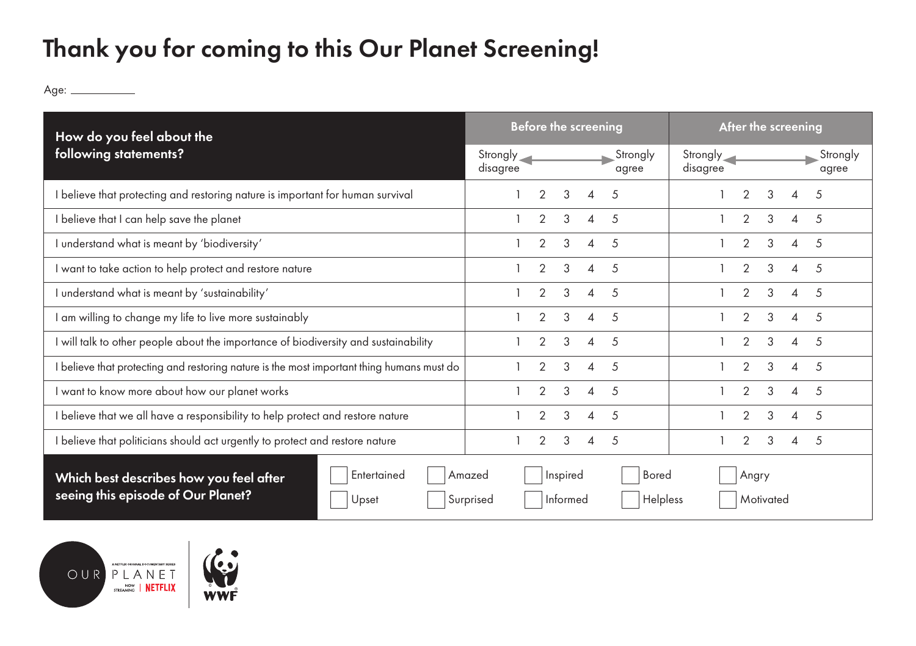# Thank you for coming to this Our Planet Screening!

Age: ___________

| How do you feel about the following statements? | Before the screening | | | | | After the screening | | | | |
|---|---|---|---|---|---|---|---|---|---|---|
| | Strongly disagree ← | | | | → Strongly agree | Strongly disagree ← | | | | → Strongly agree |
| I believe that protecting and restoring nature is important for human survival | 1 | 2 | 3 | 4 | 5 | 1 | 2 | 3 | 4 | 5 |
| I believe that I can help save the planet | 1 | 2 | 3 | 4 | 5 | 1 | 2 | 3 | 4 | 5 |
| I understand what is meant by 'biodiversity' | 1 | 2 | 3 | 4 | 5 | 1 | 2 | 3 | 4 | 5 |
| I want to take action to help protect and restore nature | 1 | 2 | 3 | 4 | 5 | 1 | 2 | 3 | 4 | 5 |
| I understand what is meant by 'sustainability' | 1 | 2 | 3 | 4 | 5 | 1 | 2 | 3 | 4 | 5 |
| I am willing to change my life to live more sustainably | 1 | 2 | 3 | 4 | 5 | 1 | 2 | 3 | 4 | 5 |
| I will talk to other people about the importance of biodiversity and sustainability | 1 | 2 | 3 | 4 | 5 | 1 | 2 | 3 | 4 | 5 |
| I believe that protecting and restoring nature is the most important thing humans must do | 1 | 2 | 3 | 4 | 5 | 1 | 2 | 3 | 4 | 5 |
| I want to know more about how our planet works | 1 | 2 | 3 | 4 | 5 | 1 | 2 | 3 | 4 | 5 |
| I believe that we all have a responsibility to help protect and restore nature | 1 | 2 | 3 | 4 | 5 | 1 | 2 | 3 | 4 | 5 |
| I believe that politicians should act urgently to protect and restore nature | 1 | 2 | 3 | 4 | 5 | 1 | 2 | 3 | 4 | 5 |

**Which best describes how you feel after seeing this episode of Our Planet?**

- [ ] Entertained
- [ ] Amazed
- [ ] Inspired
- [ ] Bored
- [ ] Angry
- [ ] Upset
- [ ] Surprised
- [ ] Informed
- [ ] Helpless
- [ ] Motivated

OUR PLANET — A NETFLIX ORIGINAL DOCUMENTARY SERIES — NOW STREAMING | NETFLIX

WWF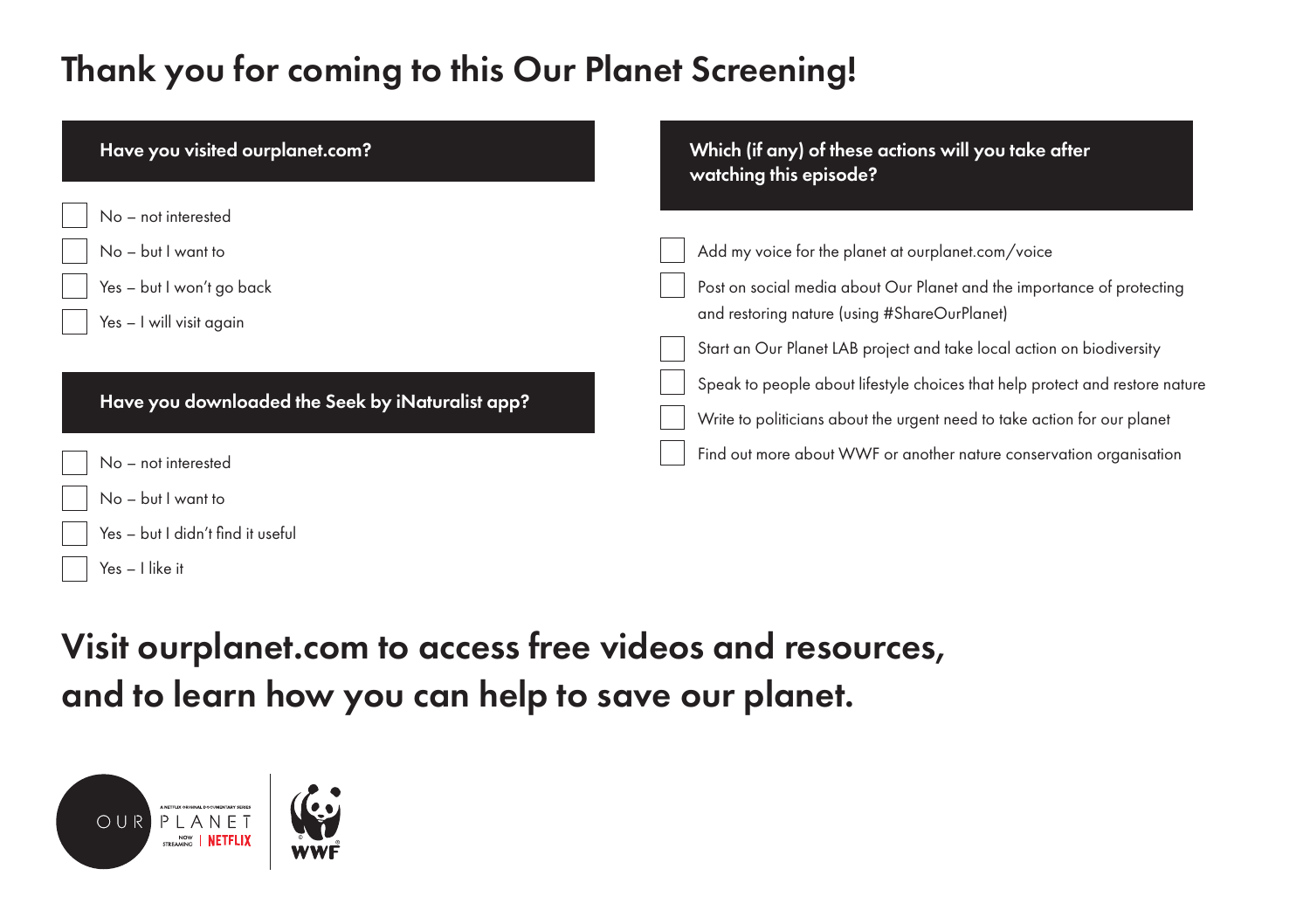# Thank you for coming to this Our Planet Screening!

## Have you visited ourplanet.com?

- [ ] No – not interested
- [ ] No – but I want to
- [ ] Yes – but I won't go back
- [ ] Yes – I will visit again

## Have you downloaded the Seek by iNaturalist app?

- [ ] No – not interested
- [ ] No – but I want to
- [ ] Yes – but I didn't find it useful
- [ ] Yes – I like it

## Which (if any) of these actions will you take after watching this episode?

- [ ] Add my voice for the planet at ourplanet.com/voice
- [ ] Post on social media about Our Planet and the importance of protecting and restoring nature (using #ShareOurPlanet)
- [ ] Start an Our Planet LAB project and take local action on biodiversity
- [ ] Speak to people about lifestyle choices that help protect and restore nature
- [ ] Write to politicians about the urgent need to take action for our planet
- [ ] Find out more about WWF or another nature conservation organisation

## Visit ourplanet.com to access free videos and resources, and to learn how you can help to save our planet.

OUR PLANET – A NETFLIX ORIGINAL DOCUMENTARY SERIES – NOW STREAMING | NETFLIX

WWF